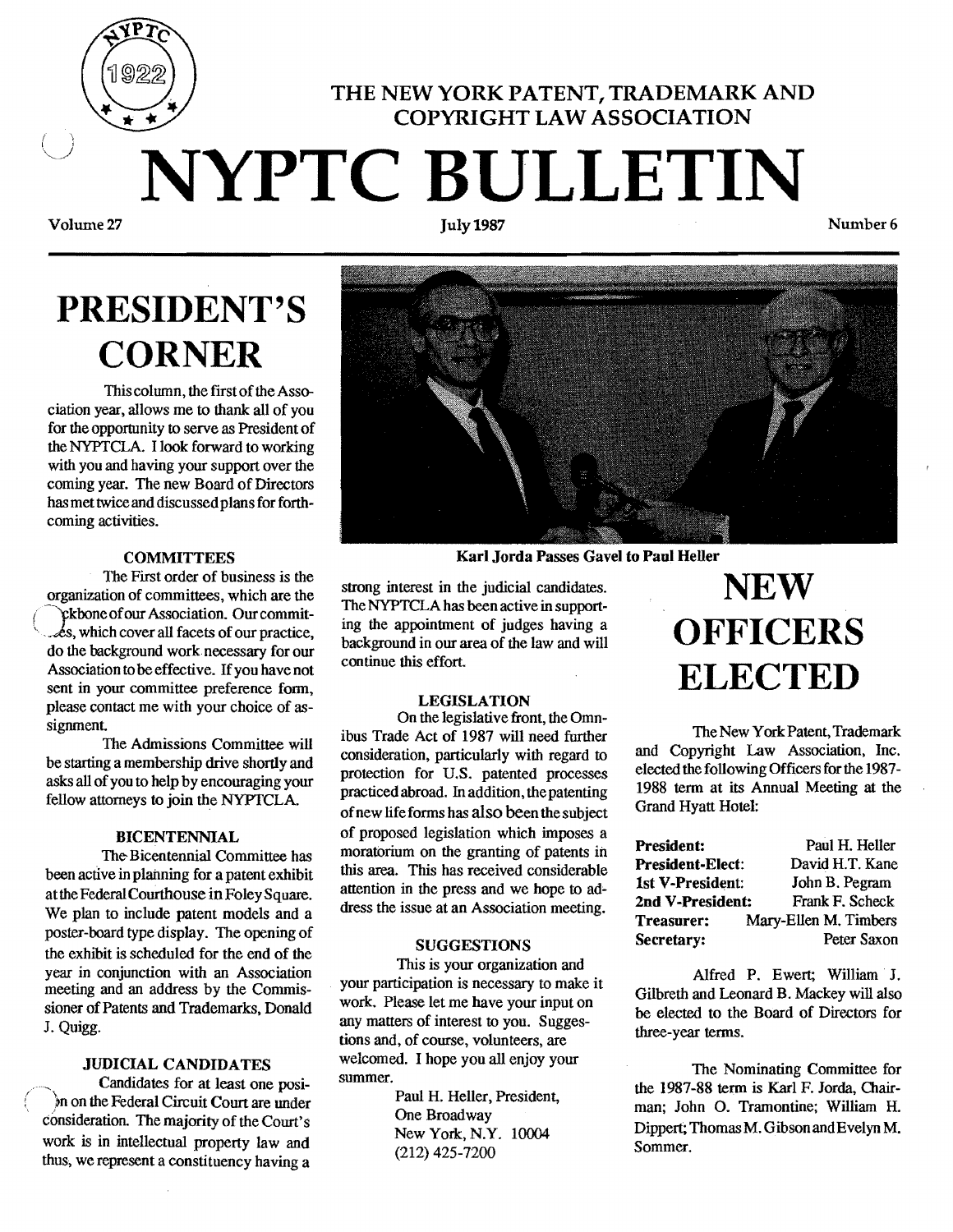THE NEW YORK PATENT, TRADEMARK AND COPYRIGHT LAW ASSOCIATION

# NYPTC BULLETIN

Volume 27 | July 1987 | Number 6

# PRESIDENT'S CORNER

This column, the first of the Association year, allows me to thank all of you for the opportunity to serve as President of the NYPTCLA. I look forward to working with you and having your support over the coming year. The new Board of Directors has met twice and discussed plans for forthcoming activities.

### COMMITTEES

The First order of business is the organization of committees, which are the backbone of our Association. Our committees, which cover all facets of our practice, do the background work necessary for our Association to be effective. If you have not sent in your committee preference form, please contact me with your choice of assignment.

The Admissions Committee will be starting a membership drive shortly and asks all of you to help by encouraging your fellow attorneys to join the NYPTCLA.

### BICENTENNIAL

The Bicentennial Committee has been active in planning for a patent exhibit at the Federal Courthouse in Foley Square. We plan to include patent models and a poster-board type display. The opening of the exhibit is scheduled for the end of the year in conjunction with an Association meeting and an address by the Commissioner of Patents and Trademarks, Donald J. Quigg.

### JUDICIAL CANDIDATES

Candidates for at least one position on the Federal Circuit Court are under consideration. The majority of the Court's work is in intellectual property law and thus, we represent a constituency having a strong interest in the judicial candidates. The NYPTCLA has been active in supporting the appointment of judges having a background in our area of the law and will continue this effort.

### LEGISLATION

On the legislative front, the Omnibus Trade Act of 1987 will need further consideration, particularly with regard to protection for U.S. patented processes practiced abroad. In addition, the patenting of new life forms has also been the subject of proposed legislation which imposes a moratorium on the granting of patents in this area. This has received considerable attention in the press and we hope to address the issue at an Association meeting.

### SUGGESTIONS

This is your organization and your participation is necessary to make it work. Please let me have your input on any matters of interest to you. Suggestions and, of course, volunteers, are welcomed. I hope you all enjoy your summer.

Paul H. Heller, President,
One Broadway
New York, N.Y. 10004
(212) 425-7200

**Karl Jorda Passes Gavel to Paul Heller**

# NEW OFFICERS ELECTED

The New York Patent, Trademark and Copyright Law Association, Inc. elected the following Officers for the 1987-1988 term at its Annual Meeting at the Grand Hyatt Hotel:

| | |
|---|---|
| **President:** | Paul H. Heller |
| **President-Elect:** | David H.T. Kane |
| **1st V-President:** | John B. Pegram |
| **2nd V-President:** | Frank F. Scheck |
| **Treasurer:** | Mary-Ellen M. Timbers |
| **Secretary:** | Peter Saxon |

Alfred P. Ewert; William J. Gilbreth and Leonard B. Mackey will also be elected to the Board of Directors for three-year terms.

The Nominating Committee for the 1987-88 term is Karl F. Jorda, Chairman; John O. Tramontine; William H. Dippert; Thomas M. Gibson and Evelyn M. Sommer.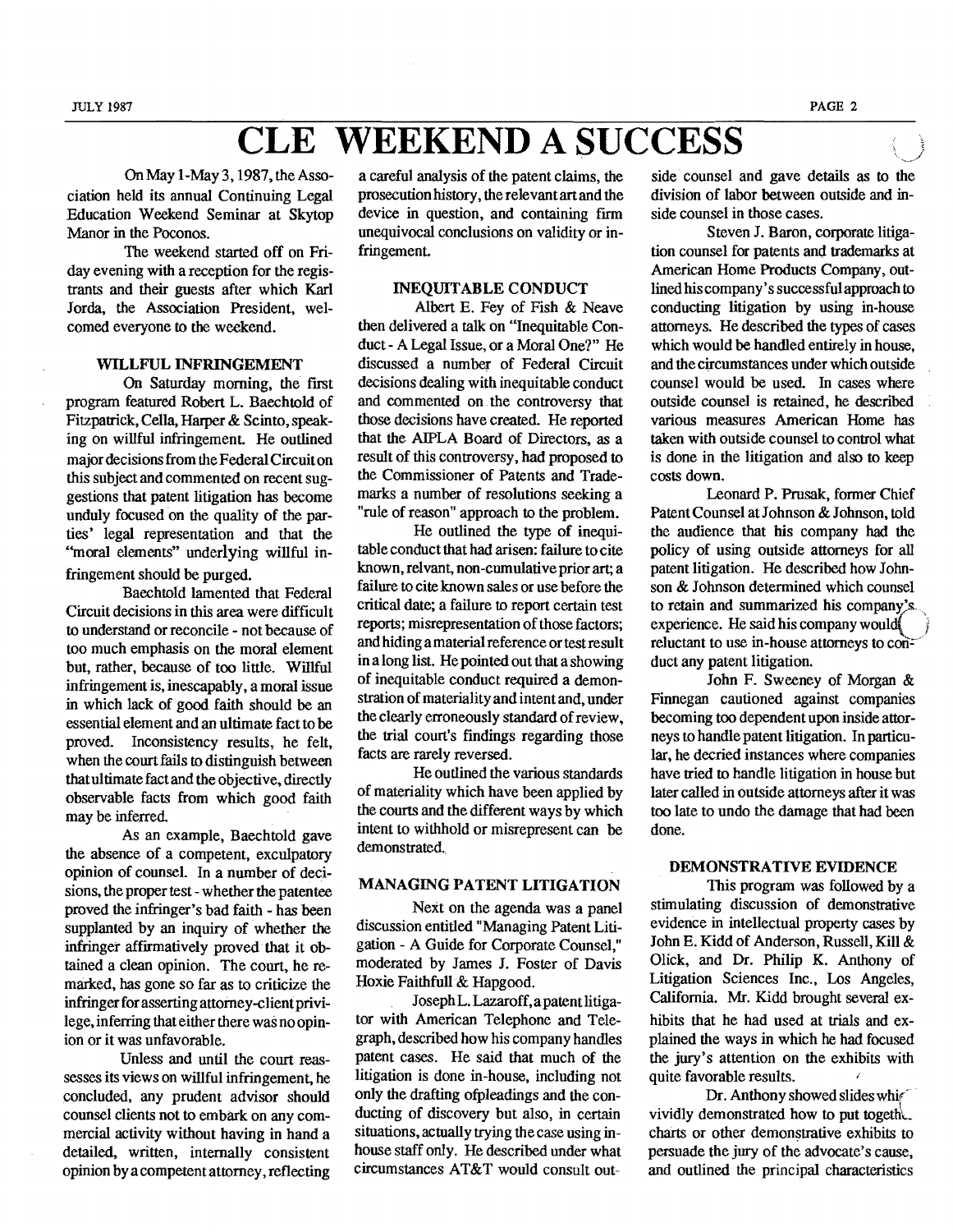# CLE WEEKEND A SUCCESS

On May 1-May 3, 1987, the Association held its annual Continuing Legal Education Weekend Seminar at Skytop Manor in the Poconos.

The weekend started off on Friday evening with a reception for the registrants and their guests after which Karl Jorda, the Association President, welcomed everyone to the weekend.

### WILLFUL INFRINGEMENT

On Saturday morning, the first program featured Robert L. Baechtold of Fitzpatrick, Cella, Harper & Scinto, speaking on willful infringement. He outlined major decisions from the Federal Circuit on this subject and commented on recent suggestions that patent litigation has become unduly focused on the quality of the parties' legal representation and that the "moral elements" underlying willful infringement should be purged.

Baechtold lamented that Federal Circuit decisions in this area were difficult to understand or reconcile - not because of too much emphasis on the moral element but, rather, because of too little. Willful infringement is, inescapably, a moral issue in which lack of good faith should be an essential element and an ultimate fact to be proved. Inconsistency results, he felt, when the court fails to distinguish between that ultimate fact and the objective, directly observable facts from which good faith may be inferred.

As an example, Baechtold gave the absence of a competent, exculpatory opinion of counsel. In a number of decisions, the proper test - whether the patentee proved the infringer's bad faith - has been supplanted by an inquiry of whether the infringer affirmatively proved that it obtained a clean opinion. The court, he remarked, has gone so far as to criticize the infringer for asserting attorney-client privilege, inferring that either there was no opinion or it was unfavorable.

Unless and until the court reassesses its views on willful infringement, he concluded, any prudent advisor should counsel clients not to embark on any commercial activity without having in hand a detailed, written, internally consistent opinion by a competent attorney, reflecting a careful analysis of the patent claims, the prosecution history, the relevant art and the device in question, and containing firm unequivocal conclusions on validity or infringement.

### INEQUITABLE CONDUCT

Albert E. Fey of Fish & Neave then delivered a talk on "Inequitable Conduct - A Legal Issue, or a Moral One?" He discussed a number of Federal Circuit decisions dealing with inequitable conduct and commented on the controversy that those decisions have created. He reported that the AIPLA Board of Directors, as a result of this controversy, had proposed to the Commissioner of Patents and Trademarks a number of resolutions seeking a "rule of reason" approach to the problem.

He outlined the type of inequitable conduct that had arisen: failure to cite known, relvant, non-cumulative prior art; a failure to cite known sales or use before the critical date; a failure to report certain test reports; misrepresentation of those factors; and hiding a material reference or test result in a long list. He pointed out that a showing of inequitable conduct required a demonstration of materiality and intent and, under the clearly erroneously standard of review, the trial court's findings regarding those facts are rarely reversed.

He outlined the various standards of materiality which have been applied by the courts and the different ways by which intent to withhold or misrepresent can be demonstrated.

### MANAGING PATENT LITIGATION

Next on the agenda was a panel discussion entitled "Managing Patent Litigation - A Guide for Corporate Counsel," moderated by James J. Foster of Davis Hoxie Faithfull & Hapgood.

Joseph L. Lazaroff, a patent litigator with American Telephone and Telegraph, described how his company handles patent cases. He said that much of the litigation is done in-house, including not only the drafting ofpleadings and the conducting of discovery but also, in certain situations, actually trying the case using in-house staff only. He described under what circumstances AT&T would consult outside counsel and gave details as to the division of labor between outside and inside counsel in those cases.

Steven J. Baron, corporate litigation counsel for patents and trademarks at American Home Products Company, outlined his company's successful approach to conducting litigation by using in-house attorneys. He described the types of cases which would be handled entirely in house, and the circumstances under which outside counsel would be used. In cases where outside counsel is retained, he described various measures American Home has taken with outside counsel to control what is done in the litigation and also to keep costs down.

Leonard P. Prusak, former Chief Patent Counsel at Johnson & Johnson, told the audience that his company had the policy of using outside attorneys for all patent litigation. He described how Johnson & Johnson determined which counsel to retain and summarized his company's experience. He said his company would reluctant to use in-house attorneys to conduct any patent litigation.

John F. Sweeney of Morgan & Finnegan cautioned against companies becoming too dependent upon inside attorneys to handle patent litigation. In particular, he decried instances where companies have tried to handle litigation in house but later called in outside attorneys after it was too late to undo the damage that had been done.

### DEMONSTRATIVE EVIDENCE

This program was followed by a stimulating discussion of demonstrative evidence in intellectual property cases by John E. Kidd of Anderson, Russell, Kill & Olick, and Dr. Philip K. Anthony of Litigation Sciences Inc., Los Angeles, California. Mr. Kidd brought several exhibits that he had used at trials and explained the ways in which he had focused the jury's attention on the exhibits with quite favorable results.

Dr. Anthony showed slides which vividly demonstrated how to put together charts or other demonstrative exhibits to persuade the jury of the advocate's cause, and outlined the principal characteristics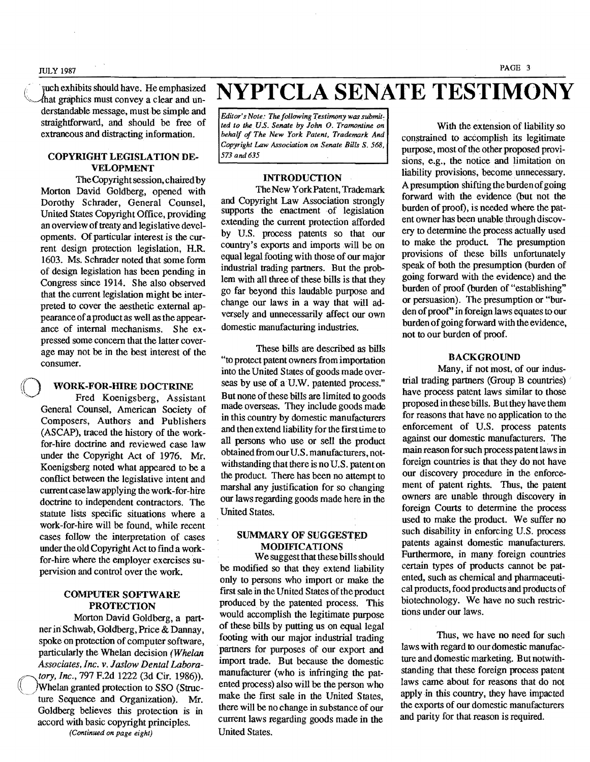such exhibits should have. He emphasized that graphics must convey a clear and understandable message, must be simple and straightforward, and should be free of extraneous and distracting information.

### COPYRIGHT LEGISLATION DEVELOPMENT

The Copyright session, chaired by Morton David Goldberg, opened with Dorothy Schrader, General Counsel, United States Copyright Office, providing an overview of treaty and legislative developments. Of particular interest is the current design protection legislation, H.R. 1603. Ms. Schrader noted that some form of design legislation has been pending in Congress since 1914. She also observed that the current legislation might be interpreted to cover the aesthetic external appearance of a product as well as the appearance of internal mechanisms. She expressed some concern that the latter coverage may not be in the best interest of the consumer.

### WORK-FOR-HIRE DOCTRINE

Fred Koenigsberg, Assistant General Counsel, American Society of Composers, Authors and Publishers (ASCAP), traced the history of the work-for-hire doctrine and reviewed case law under the Copyright Act of 1976. Mr. Koenigsberg noted what appeared to be a conflict between the legislative intent and current case law applying the work-for-hire doctrine to independent contractors. The statute lists specific situations where a work-for-hire will be found, while recent cases follow the interpretation of cases under the old Copyright Act to find a work-for-hire where the employer exercises supervision and control over the work.

### COMPUTER SOFTWARE PROTECTION

Morton David Goldberg, a partner in Schwab, Goldberg, Price & Dannay, spoke on protection of computer software, particularly the Whelan decision (*Whelan Associates, Inc. v. Jaslow Dental Laboratory, Inc.*, 797 F.2d 1222 (3d Cir. 1986)). Whelan granted protection to SSO (Structure Sequence and Organization). Mr. Goldberg believes this protection is in accord with basic copyright principles.

*(Continued on page eight)*

# NYPTCLA SENATE TESTIMONY

*Editor's Note: The following Testimony was submitted to the U.S. Senate by John O. Tramontine on behalf of The New York Patent, Trademark And Copyright Law Association on Senate Bills S. 568, 573 and 635*

### INTRODUCTION

The New York Patent, Trademark and Copyright Law Association strongly supports the enactment of legislation extending the current protection afforded by U.S. process patents so that our country's exports and imports will be on equal legal footing with those of our major industrial trading partners. But the problem with all three of these bills is that they go far beyond this laudable purpose and change our laws in a way that will adversely and unnecessarily affect our own domestic manufacturing industries.

These bills are described as bills "to protect patent owners from importation into the United States of goods made overseas by use of a U.W. patented process." But none of these bills are limited to goods made overseas. They include goods made in this country by domestic manufacturers and then extend liability for the first time to all persons who use or sell the product obtained from our U.S. manufacturers, notwithstanding that there is no U.S. patent on the product. There has been no attempt to marshal any justification for so changing our laws regarding goods made here in the United States.

### SUMMARY OF SUGGESTED MODIFICATIONS

We suggest that these bills should be modified so that they extend liability only to persons who import or make the first sale in the United States of the product produced by the patented process. This would accomplish the legitimate purpose of these bills by putting us on equal legal footing with our major industrial trading partners for purposes of our export and import trade. But because the domestic manufacturer (who is infringing the patented process) also will be the person who make the first sale in the United States, there will be no change in substance of our current laws regarding goods made in the United States.

With the extension of liability so constrained to accomplish its legitimate purpose, most of the other proposed provisions, e.g., the notice and limitation on liability provisions, become unnecessary. A presumption shifting the burden of going forward with the evidence (but not the burden of proof), is needed where the patent owner has been unable through discovery to determine the process actually used to make the product. The presumption provisions of these bills unfortunately speak of both the presumption (burden of going forward with the evidence) and the burden of proof (burden of "establishing" or persuasion). The presumption or "burden of proof" in foreign laws equates to our burden of going forward with the evidence, not to our burden of proof.

### BACKGROUND

Many, if not most, of our industrial trading partners (Group B countries) have process patent laws similar to those proposed in these bills. But they have them for reasons that have no application to the enforcement of U.S. process patents against our domestic manufacturers. The main reason for such process patent laws in foreign countries is that they do not have our discovery procedure in the enforcement of patent rights. Thus, the patent owners are unable through discovery in foreign Courts to determine the process used to make the product. We suffer no such disability in enforcing U.S. process patents against domestic manufacturers. Furthermore, in many foreign countries certain types of products cannot be patented, such as chemical and pharmaceutical products, food products and products of biotechnology. We have no such restrictions under our laws.

Thus, we have no need for such laws with regard to our domestic manufacture and domestic marketing. But notwithstanding that these foreign process patent laws came about for reasons that do not apply in this country, they have impacted the exports of our domestic manufacturers and parity for that reason is required.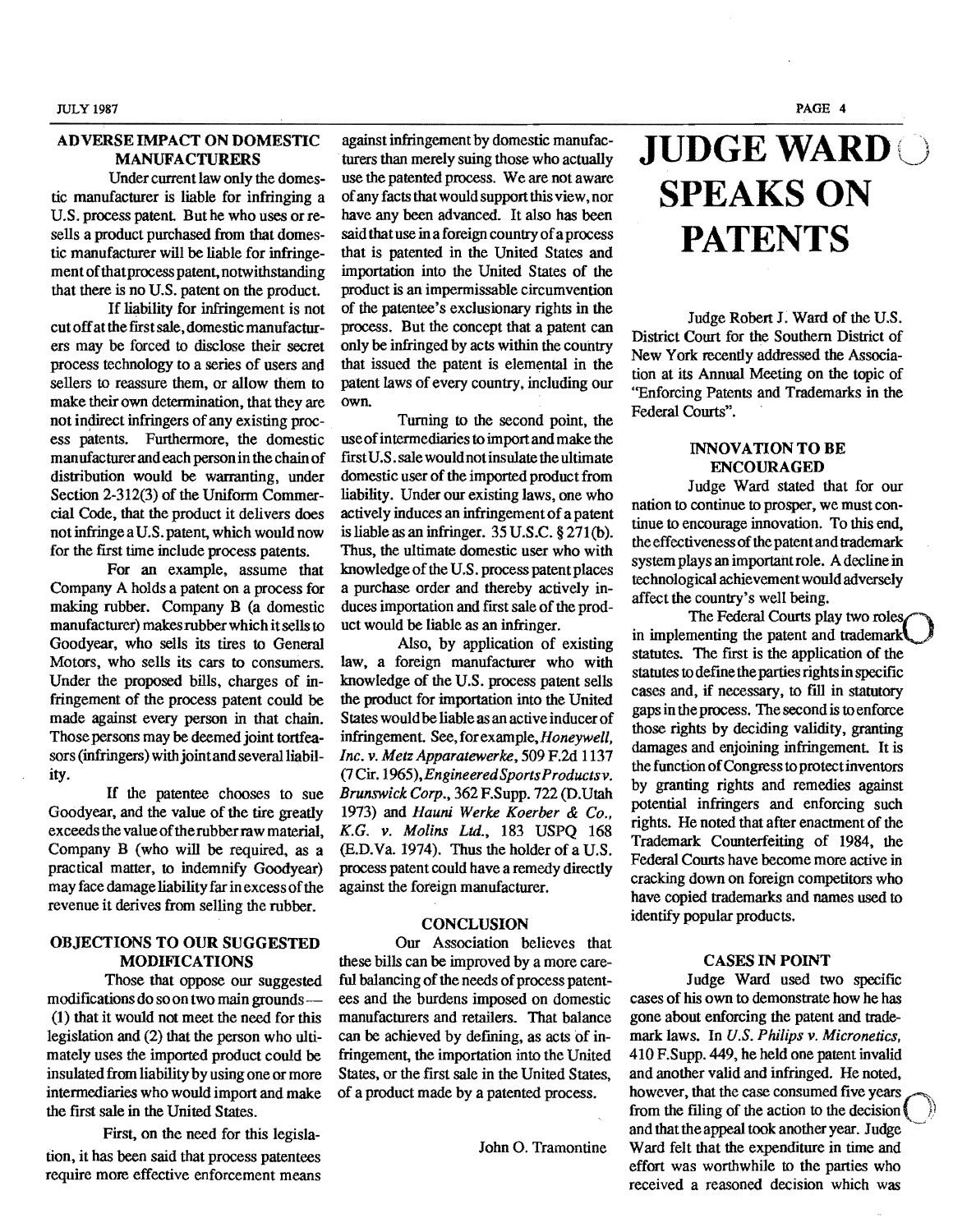## ADVERSE IMPACT ON DOMESTIC MANUFACTURERS

Under current law only the domestic manufacturer is liable for infringing a U.S. process patent. But he who uses or resells a product purchased from that domestic manufacturer will be liable for infringement of that process patent, notwithstanding that there is no U.S. patent on the product.

If liability for infringement is not cut off at the first sale, domestic manufacturers may be forced to disclose their secret process technology to a series of users and sellers to reassure them, or allow them to make their own determination, that they are not indirect infringers of any existing process patents. Furthermore, the domestic manufacturer and each person in the chain of distribution would be warranting, under Section 2-312(3) of the Uniform Commercial Code, that the product it delivers does not infringe a U.S. patent, which would now for the first time include process patents.

For an example, assume that Company A holds a patent on a process for making rubber. Company B (a domestic manufacturer) makes rubber which it sells to Goodyear, who sells its tires to General Motors, who sells its cars to consumers. Under the proposed bills, charges of infringement of the process patent could be made against every person in that chain. Those persons may be deemed joint tortfeasors (infringers) with joint and several liability.

If the patentee chooses to sue Goodyear, and the value of the tire greatly exceeds the value of the rubber raw material, Company B (who will be required, as a practical matter, to indemnify Goodyear) may face damage liability far in excess of the revenue it derives from selling the rubber.

## OBJECTIONS TO OUR SUGGESTED MODIFICATIONS

Those that oppose our suggested modifications do so on two main grounds — (1) that it would not meet the need for this legislation and (2) that the person who ultimately uses the imported product could be insulated from liability by using one or more intermediaries who would import and make the first sale in the United States.

First, on the need for this legislation, it has been said that process patentees require more effective enforcement means against infringement by domestic manufacturers than merely suing those who actually use the patented process. We are not aware of any facts that would support this view, nor have any been advanced. It also has been said that use in a foreign country of a process that is patented in the United States and importation into the United States of the product is an impermissable circumvention of the patentee's exclusionary rights in the process. But the concept that a patent can only be infringed by acts within the country that issued the patent is elemental in the patent laws of every country, including our own.

Turning to the second point, the use of intermediaries to import and make the first U.S. sale would not insulate the ultimate domestic user of the imported product from liability. Under our existing laws, one who actively induces an infringement of a patent is liable as an infringer. 35 U.S.C. § 271(b). Thus, the ultimate domestic user who with knowledge of the U.S. process patent places a purchase order and thereby actively induces importation and first sale of the product would be liable as an infringer.

Also, by application of existing law, a foreign manufacturer who with knowledge of the U.S. process patent sells the product for importation into the United States would be liable as an active inducer of infringement. See, for example, *Honeywell, Inc. v. Metz Apparatewerke*, 509 F.2d 1137 (7 Cir. 1965), *Engineered Sports Products v. Brunswick Corp.*, 362 F.Supp. 722 (D.Utah 1973) and *Hauni Werke Koerber & Co., K.G. v. Molins Ltd.*, 183 USPQ 168 (E.D.Va. 1974). Thus the holder of a U.S. process patent could have a remedy directly against the foreign manufacturer.

## CONCLUSION

Our Association believes that these bills can be improved by a more careful balancing of the needs of process patentees and the burdens imposed on domestic manufacturers and retailers. That balance can be achieved by defining, as acts of infringement, the importation into the United States, or the first sale in the United States, of a product made by a patented process.

John O. Tramontine

# JUDGE WARD SPEAKS ON PATENTS

Judge Robert J. Ward of the U.S. District Court for the Southern District of New York recently addressed the Association at its Annual Meeting on the topic of "Enforcing Patents and Trademarks in the Federal Courts".

## INNOVATION TO BE ENCOURAGED

Judge Ward stated that for our nation to continue to prosper, we must continue to encourage innovation. To this end, the effectiveness of the patent and trademark system plays an important role. A decline in technological achievement would adversely affect the country's well being.

The Federal Courts play two roles in implementing the patent and trademark statutes. The first is the application of the statutes to define the parties rights in specific cases and, if necessary, to fill in statutory gaps in the process. The second is to enforce those rights by deciding validity, granting damages and enjoining infringement. It is the function of Congress to protect inventors by granting rights and remedies against potential infringers and enforcing such rights. He noted that after enactment of the Trademark Counterfeiting of 1984, the Federal Courts have become more active in cracking down on foreign competitors who have copied trademarks and names used to identify popular products.

## CASES IN POINT

Judge Ward used two specific cases of his own to demonstrate how he has gone about enforcing the patent and trademark laws. In *U.S. Philips v. Micronetics*, 410 F.Supp. 449, he held one patent invalid and another valid and infringed. He noted, however, that the case consumed five years from the filing of the action to the decision and that the appeal took another year. Judge Ward felt that the expenditure in time and effort was worthwhile to the parties who received a reasoned decision which was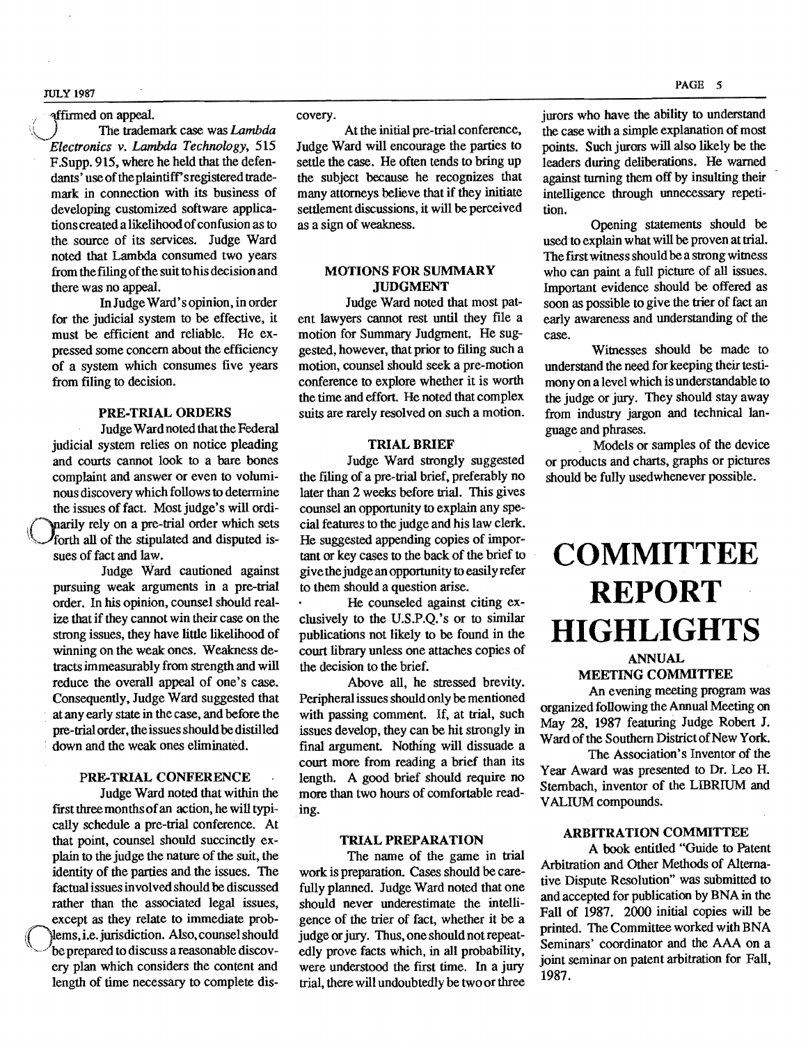affirmed on appeal.

The trademark case was *Lambda Electronics v. Lambda Technology*, 515 F.Supp. 915, where he held that the defendants' use of the plaintiff's registered trademark in connection with its business of developing customized software applications created a likelihood of confusion as to the source of its services. Judge Ward noted that Lambda consumed two years from the filing of the suit to his decision and there was no appeal.

In Judge Ward's opinion, in order for the judicial system to be effective, it must be efficient and reliable. He expressed some concern about the efficiency of a system which consumes five years from filing to decision.

### PRE-TRIAL ORDERS

Judge Ward noted that the Federal judicial system relies on notice pleading and courts cannot look to a bare bones complaint and answer or even to voluminous discovery which follows to determine the issues of fact. Most judge's will ordinarily rely on a pre-trial order which sets forth all of the stipulated and disputed issues of fact and law.

Judge Ward cautioned against pursuing weak arguments in a pre-trial order. In his opinion, counsel should realize that if they cannot win their case on the strong issues, they have little likelihood of winning on the weak ones. Weakness detracts immeasurably from strength and will reduce the overall appeal of one's case. Consequently, Judge Ward suggested that at any early state in the case, and before the pre-trial order, the issues should be distilled down and the weak ones eliminated.

### PRE-TRIAL CONFERENCE

Judge Ward noted that within the first three months of an action, he will typically schedule a pre-trial conference. At that point, counsel should succinctly explain to the judge the nature of the suit, the identity of the parties and the issues. The factual issues involved should be discussed rather than the associated legal issues, except as they relate to immediate problems, i.e. jurisdiction. Also, counsel should be prepared to discuss a reasonable discovery plan which considers the content and length of time necessary to complete discovery.

At the initial pre-trial conference, Judge Ward will encourage the parties to settle the case. He often tends to bring up the subject because he recognizes that many attorneys believe that if they initiate settlement discussions, it will be perceived as a sign of weakness.

### MOTIONS FOR SUMMARY JUDGMENT

Judge Ward noted that most patent lawyers cannot rest until they file a motion for Summary Judgment. He suggested, however, that prior to filing such a motion, counsel should seek a pre-motion conference to explore whether it is worth the time and effort. He noted that complex suits are rarely resolved on such a motion.

### TRIAL BRIEF

Judge Ward strongly suggested the filing of a pre-trial brief, preferably no later than 2 weeks before trial. This gives counsel an opportunity to explain any special features to the judge and his law clerk. He suggested appending copies of important or key cases to the back of the brief to give the judge an opportunity to easily refer to them should a question arise.

He counseled against citing exclusively to the U.S.P.Q.'s or to similar publications not likely to be found in the court library unless one attaches copies of the decision to the brief.

Above all, he stressed brevity. Peripheral issues should only be mentioned with passing comment. If, at trial, such issues develop, they can be hit strongly in final argument. Nothing will dissuade a court more from reading a brief than its length. A good brief should require no more than two hours of comfortable reading.

### TRIAL PREPARATION

The name of the game in trial work is preparation. Cases should be carefully planned. Judge Ward noted that one should never underestimate the intelligence of the trier of fact, whether it be a judge or jury. Thus, one should not repeatedly prove facts which, in all probability, were understood the first time. In a jury trial, there will undoubtedly be two or three jurors who have the ability to understand the case with a simple explanation of most points. Such jurors will also likely be the leaders during deliberations. He warned against turning them off by insulting their intelligence through unnecessary repetition.

Opening statements should be used to explain what will be proven at trial. The first witness should be a strong witness who can paint a full picture of all issues. Important evidence should be offered as soon as possible to give the trier of fact an early awareness and understanding of the case.

Witnesses should be made to understand the need for keeping their testimony on a level which is understandable to the judge or jury. They should stay away from industry jargon and technical language and phrases.

Models or samples of the device or products and charts, graphs or pictures should be fully usedwhenever possible.

# COMMITTEE REPORT HIGHLIGHTS

### ANNUAL MEETING COMMITTEE

An evening meeting program was organized following the Annual Meeting on May 28, 1987 featuring Judge Robert J. Ward of the Southern District of New York.

The Association's Inventor of the Year Award was presented to Dr. Leo H. Sternbach, inventor of the LIBRIUM and VALIUM compounds.

### ARBITRATION COMMITTEE

A book entitled "Guide to Patent Arbitration and Other Methods of Alternative Dispute Resolution" was submitted to and accepted for publication by BNA in the Fall of 1987. 2000 initial copies will be printed. The Committee worked with BNA Seminars' coordinator and the AAA on a joint seminar on patent arbitration for Fall, 1987.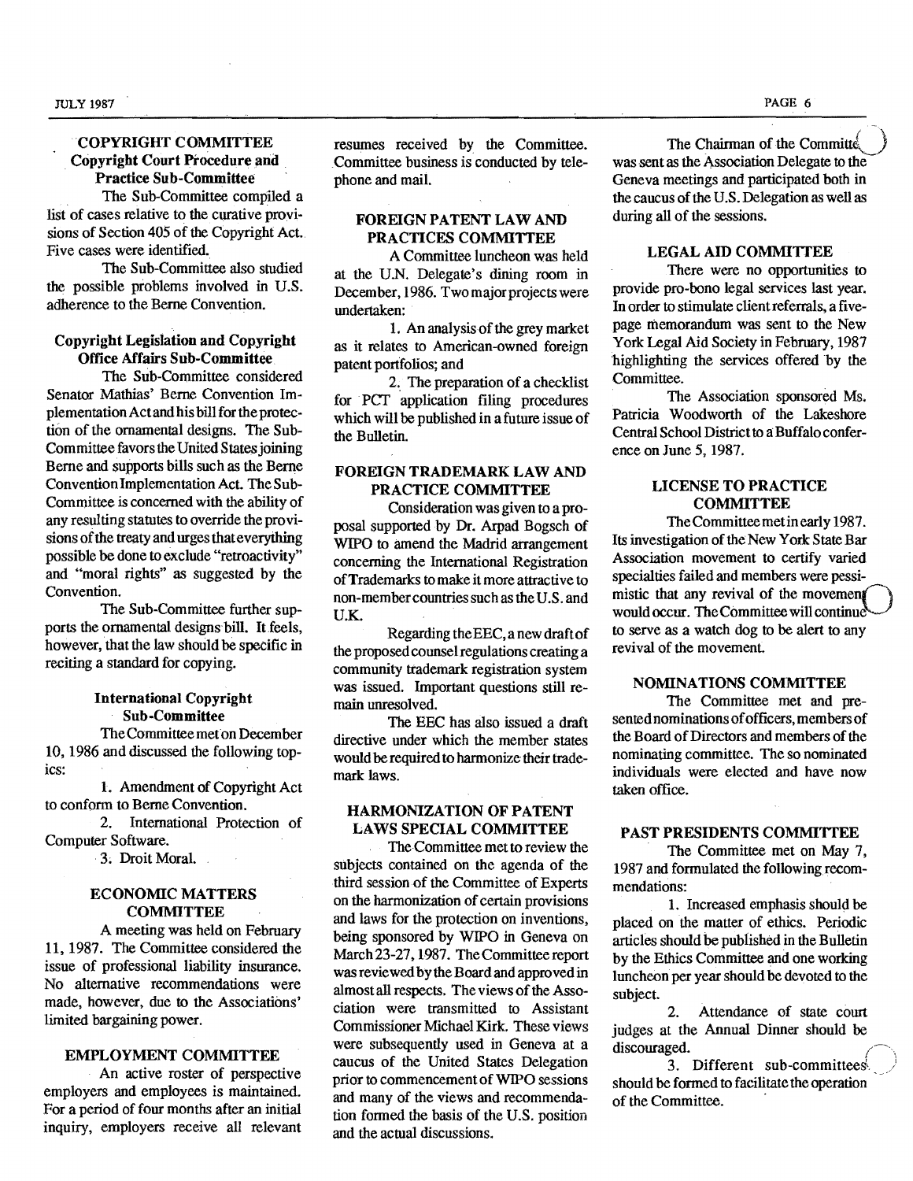## COPYRIGHT COMMITTEE

### Copyright Court Procedure and Practice Sub-Committee

The Sub-Committee compiled a list of cases relative to the curative provisions of Section 405 of the Copyright Act. Five cases were identified.

The Sub-Committee also studied the possible problems involved in U.S. adherence to the Berne Convention.

### Copyright Legislation and Copyright Office Affairs Sub-Committee

The Sub-Committee considered Senator Mathias' Berne Convention Implementation Act and his bill for the protection of the ornamental designs. The Sub-Committee favors the United States joining Berne and supports bills such as the Berne Convention Implementation Act. The Sub-Committee is concerned with the ability of any resulting statutes to override the provisions of the treaty and urges that everything possible be done to exclude "retroactivity" and "moral rights" as suggested by the Convention.

The Sub-Committee further supports the ornamental designs bill. It feels, however, that the law should be specific in reciting a standard for copying.

### International Copyright Sub-Committee

The Committee met on December 10, 1986 and discussed the following topics:

1. Amendment of Copyright Act to conform to Berne Convention.
2. International Protection of Computer Software.
3. Droit Moral.

## ECONOMIC MATTERS COMMITTEE

A meeting was held on February 11, 1987. The Committee considered the issue of professional liability insurance. No alternative recommendations were made, however, due to the Associations' limited bargaining power.

## EMPLOYMENT COMMITTEE

An active roster of perspective employers and employees is maintained. For a period of four months after an initial inquiry, employers receive all relevant resumes received by the Committee. Committee business is conducted by telephone and mail.

## FOREIGN PATENT LAW AND PRACTICES COMMITTEE

A Committee luncheon was held at the U.N. Delegate's dining room in December, 1986. Two major projects were undertaken:

1. An analysis of the grey market as it relates to American-owned foreign patent portfolios; and
2. The preparation of a checklist for PCT application filing procedures which will be published in a future issue of the Bulletin.

## FOREIGN TRADEMARK LAW AND PRACTICE COMMITTEE

Consideration was given to a proposal supported by Dr. Arpad Bogsch of WIPO to amend the Madrid arrangement concerning the International Registration of Trademarks to make it more attractive to non-member countries such as the U.S. and U.K.

Regarding the EEC, a new draft of the proposed counsel regulations creating a community trademark registration system was issued. Important questions still remain unresolved.

The EEC has also issued a draft directive under which the member states would be required to harmonize their trademark laws.

## HARMONIZATION OF PATENT LAWS SPECIAL COMMITTEE

The Committee met to review the subjects contained on the agenda of the third session of the Committee of Experts on the harmonization of certain provisions and laws for the protection on inventions, being sponsored by WIPO in Geneva on March 23-27, 1987. The Committee report was reviewed by the Board and approved in almost all respects. The views of the Association were transmitted to Assistant Commissioner Michael Kirk. These views were subsequently used in Geneva at a caucus of the United States Delegation prior to commencement of WIPO sessions and many of the views and recommendation formed the basis of the U.S. position and the actual discussions.

The Chairman of the Committee was sent as the Association Delegate to the Geneva meetings and participated both in the caucus of the U.S. Delegation as well as during all of the sessions.

## LEGAL AID COMMITTEE

There were no opportunities to provide pro-bono legal services last year. In order to stimulate client referrals, a five-page memorandum was sent to the New York Legal Aid Society in February, 1987 highlighting the services offered by the Committee.

The Association sponsored Ms. Patricia Woodworth of the Lakeshore Central School District to a Buffalo conference on June 5, 1987.

## LICENSE TO PRACTICE COMMITTEE

The Committee met in early 1987. Its investigation of the New York State Bar Association movement to certify varied specialties failed and members were pessimistic that any revival of the movement would occur. The Committee will continue to serve as a watch dog to be alert to any revival of the movement.

## NOMINATIONS COMMITTEE

The Committee met and presented nominations of officers, members of the Board of Directors and members of the nominating committee. The so nominated individuals were elected and have now taken office.

## PAST PRESIDENTS COMMITTEE

The Committee met on May 7, 1987 and formulated the following recommendations:

1. Increased emphasis should be placed on the matter of ethics. Periodic articles should be published in the Bulletin by the Ethics Committee and one working luncheon per year should be devoted to the subject.
2. Attendance of state court judges at the Annual Dinner should be discouraged.
3. Different sub-committees should be formed to facilitate the operation of the Committee.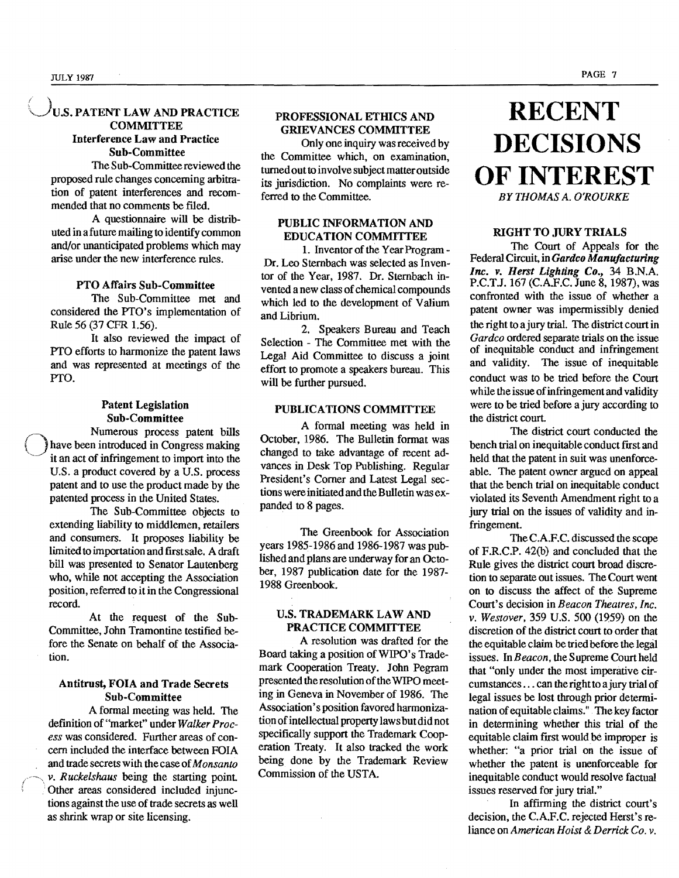## U.S. PATENT LAW AND PRACTICE COMMITTEE

### Interference Law and Practice Sub-Committee

The Sub-Committee reviewed the proposed rule changes concerning arbitration of patent interferences and recommended that no comments be filed.

A questionnaire will be distributed in a future mailing to identify common and/or unanticipated problems which may arise under the new interference rules.

### PTO Affairs Sub-Committee

The Sub-Committee met and considered the PTO's implementation of Rule 56 (37 CFR 1.56).

It also reviewed the impact of PTO efforts to harmonize the patent laws and was represented at meetings of the PTO.

### Patent Legislation Sub-Committee

Numerous process patent bills have been introduced in Congress making it an act of infringement to import into the U.S. a product covered by a U.S. process patent and to use the product made by the patented process in the United States.

The Sub-Committee objects to extending liability to middlemen, retailers and consumers. It proposes liability be limited to importation and first sale. A draft bill was presented to Senator Lautenberg who, while not accepting the Association position, referred to it in the Congressional record.

At the request of the Sub-Committee, John Tramontine testified before the Senate on behalf of the Association.

### Antitrust, FOIA and Trade Secrets Sub-Committee

A formal meeting was held. The definition of "market" under *Walker Process* was considered. Further areas of concern included the interface between FOIA and trade secrets with the case of *Monsanto v. Ruckelshaus* being the starting point. Other areas considered included injunctions against the use of trade secrets as well as shrink wrap or site licensing.

## PROFESSIONAL ETHICS AND GRIEVANCES COMMITTEE

Only one inquiry was received by the Committee which, on examination, turned out to involve subject matter outside its jurisdiction. No complaints were referred to the Committee.

## PUBLIC INFORMATION AND EDUCATION COMMITTEE

1. Inventor of the Year Program - Dr. Leo Sternbach was selected as Inventor of the Year, 1987. Dr. Sternbach invented a new class of chemical compounds which led to the development of Valium and Librium.

2. Speakers Bureau and Teach Selection - The Committee met with the Legal Aid Committee to discuss a joint effort to promote a speakers bureau. This will be further pursued.

## PUBLICATIONS COMMITTEE

A formal meeting was held in October, 1986. The Bulletin format was changed to take advantage of recent advances in Desk Top Publishing. Regular President's Corner and Latest Legal sections were initiated and the Bulletin was expanded to 8 pages.

The Greenbook for Association years 1985-1986 and 1986-1987 was published and plans are underway for an October, 1987 publication date for the 1987-1988 Greenbook.

## U.S. TRADEMARK LAW AND PRACTICE COMMITTEE

A resolution was drafted for the Board taking a position of WIPO's Trademark Cooperation Treaty. John Pegram presented the resolution of the WIPO meeting in Geneva in November of 1986. The Association's position favored harmonization of intellectual property laws but did not specifically support the Trademark Cooperation Treaty. It also tracked the work being done by the Trademark Review Commission of the USTA.

# RECENT DECISIONS OF INTEREST

*BY THOMAS A. O'ROURKE*

## RIGHT TO JURY TRIALS

The Court of Appeals for the Federal Circuit, in ***Gardco Manufacturing Inc. v. Herst Lighting Co.,*** 34 B.N.A. P.C.T.J. 167 (C.A.F.C. June 8, 1987), was confronted with the issue of whether a patent owner was impermissibly denied the right to a jury trial. The district court in *Gardco* ordered separate trials on the issue of inequitable conduct and infringement and validity. The issue of inequitable conduct was to be tried before the Court while the issue of infringement and validity were to be tried before a jury according to the district court.

The district court conducted the bench trial on inequitable conduct first and held that the patent in suit was unenforceable. The patent owner argued on appeal that the bench trial on inequitable conduct violated its Seventh Amendment right to a jury trial on the issues of validity and infringement.

The C.A.F.C. discussed the scope of F.R.C.P. 42(b) and concluded that the Rule gives the district court broad discretion to separate out issues. The Court went on to discuss the affect of the Supreme Court's decision in *Beacon Theatres, Inc. v. Westover,* 359 U.S. 500 (1959) on the discretion of the district court to order that the equitable claim be tried before the legal issues. In *Beacon,* the Supreme Court held that "only under the most imperative circumstances... can the right to a jury trial of legal issues be lost through prior determination of equitable claims." The key factor in determining whether this trial of the equitable claim first would be improper is whether: "a prior trial on the issue of whether the patent is unenforceable for inequitable conduct would resolve factual issues reserved for jury trial."

In affirming the district court's decision, the C.A.F.C. rejected Herst's reliance on *American Hoist & Derrick Co. v.*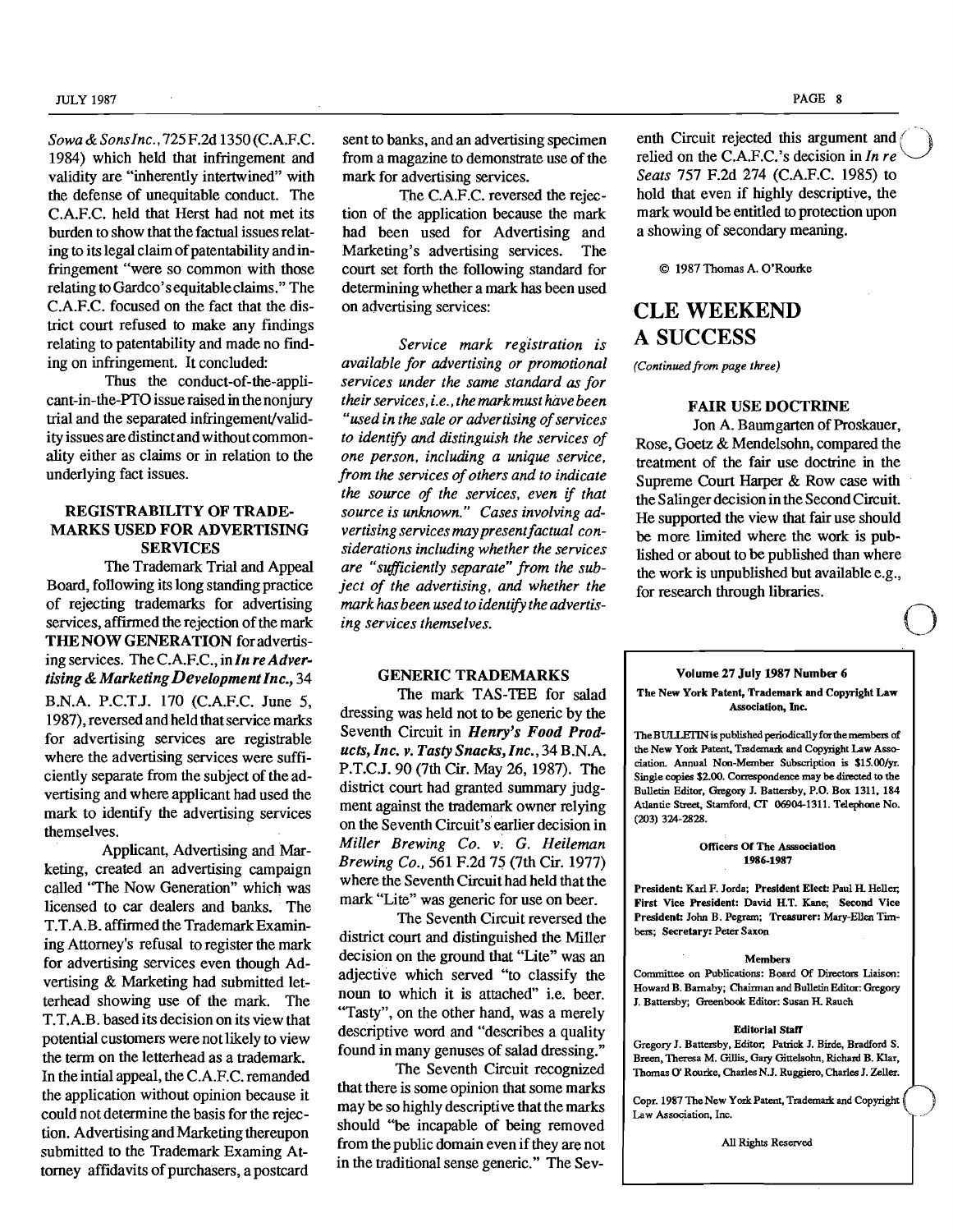*Sowa & Sons Inc.*, 725 F.2d 1350 (C.A.F.C. 1984) which held that infringement and validity are "inherently intertwined" with the defense of unequitable conduct. The C.A.F.C. held that Herst had not met its burden to show that the factual issues relating to its legal claim of patentability and infringement "were so common with those relating to Gardco's equitable claims." The C.A.F.C. focused on the fact that the district court refused to make any findings relating to patentability and made no finding on infringement. It concluded:

Thus the conduct-of-the-applicant-in-the-PTO issue raised in the nonjury trial and the separated infringement/validity issues are distinct and without commonality either as claims or in relation to the underlying fact issues.

### REGISTRABILITY OF TRADEMARKS USED FOR ADVERTISING SERVICES

The Trademark Trial and Appeal Board, following its long standing practice of rejecting trademarks for advertising services, affirmed the rejection of the mark **THE NOW GENERATION** for advertising services. The C.A.F.C., in ***In re Advertising & Marketing Development Inc.***, 34 B.N.A. P.C.T.J. 170 (C.A.F.C. June 5, 1987), reversed and held that service marks for advertising services are registrable where the advertising services were sufficiently separate from the subject of the advertising and where applicant had used the mark to identify the advertising services themselves.

Applicant, Advertising and Marketing, created an advertising campaign called "The Now Generation" which was licensed to car dealers and banks. The T.T.A.B. affirmed the Trademark Examining Attorney's refusal to register the mark for advertising services even though Advertising & Marketing had submitted letterhead showing use of the mark. The T.T.A.B. based its decision on its view that potential customers were not likely to view the term on the letterhead as a trademark. In the intial appeal, the C.A.F.C. remanded the application without opinion because it could not determine the basis for the rejection. Advertising and Marketing thereupon submitted to the Trademark Examing Attorney affidavits of purchasers, a postcard sent to banks, and an advertising specimen from a magazine to demonstrate use of the mark for advertising services.

The C.A.F.C. reversed the rejection of the application because the mark had been used for Advertising and Marketing's advertising services. The court set forth the following standard for determining whether a mark has been used on advertising services:

*Service mark registration is available for advertising or promotional services under the same standard as for their services, i.e., the mark must have been "used in the sale or advertising of services to identify and distinguish the services of one person, including a unique service, from the services of others and to indicate the source of the services, even if that source is unknown." Cases involving advertising services may present factual considerations including whether the services are "sufficiently separate" from the subject of the advertising, and whether the mark has been used to identify the advertising services themselves.*

### GENERIC TRADEMARKS

The mark TAS-TEE for salad dressing was held not to be generic by the Seventh Circuit in ***Henry's Food Products, Inc. v. Tasty Snacks, Inc.***, 34 B.N.A. P.T.C.J. 90 (7th Cir. May 26, 1987). The district court had granted summary judgment against the trademark owner relying on the Seventh Circuit's earlier decision in *Miller Brewing Co. v. G. Heileman Brewing Co.*, 561 F.2d 75 (7th Cir. 1977) where the Seventh Circuit had held that the mark "Lite" was generic for use on beer.

The Seventh Circuit reversed the district court and distinguished the Miller decision on the ground that "Lite" was an adjective which served "to classify the noun to which it is attached" i.e. beer. "Tasty", on the other hand, was a merely descriptive word and "describes a quality found in many genuses of salad dressing."

The Seventh Circuit recognized that there is some opinion that some marks may be so highly descriptive that the marks should "be incapable of being removed from the public domain even if they are not in the traditional sense generic." The Seventh Circuit rejected this argument and relied on the C.A.F.C.'s decision in *In re Seats* 757 F.2d 274 (C.A.F.C. 1985) to hold that even if highly descriptive, the mark would be entitled to protection upon a showing of secondary meaning.

© 1987 Thomas A. O'Rourke

## CLE WEEKEND A SUCCESS

*(Continued from page three)*

### FAIR USE DOCTRINE

Jon A. Baumgarten of Proskauer, Rose, Goetz & Mendelsohn, compared the treatment of the fair use doctrine in the Supreme Court Harper & Row case with the Salinger decision in the Second Circuit. He supported the view that fair use should be more limited where the work is published or about to be published than where the work is unpublished but available e.g., for research through libraries.

---

**Volume 27 July 1987 Number 6**

**The New York Patent, Trademark and Copyright Law Association, Inc.**

The BULLETIN is published periodically for the members of the New York Patent, Trademark and Copyright Law Association. Annual Non-Member Subscription is $15.00/yr. Single copies $2.00. Correspondence may be directed to the Bulletin Editor, Gregory J. Battersby, P.O. Box 1311, 184 Atlantic Street, Stamford, CT 06904-1311. Telephone No. (203) 324-2828.

**Officers Of The Association 1986-1987**

**President:** Karl F. Jorda; **President Elect:** Paul H. Heller; **First Vice President:** David H.T. Kane; **Second Vice President:** John B. Pegram; **Treasurer:** Mary-Ellen Timbers; **Secretary:** Peter Saxon

**Members**

Committee on Publications: Board Of Directors Liaison: Howard B. Barnaby; Chairman and Bulletin Editor: Gregory J. Battersby; Greenbook Editor: Susan H. Rauch

**Editorial Staff**

Gregory J. Battersby, Editor; Patrick J. Birde, Bradford S. Breen, Theresa M. Gillis, Gary Gittelsohn, Richard B. Klar, Thomas O'Rourke, Charles N.J. Ruggiero, Charles J. Zeller.

Copr. 1987 The New York Patent, Trademark and Copyright Law Association, Inc.

All Rights Reserved